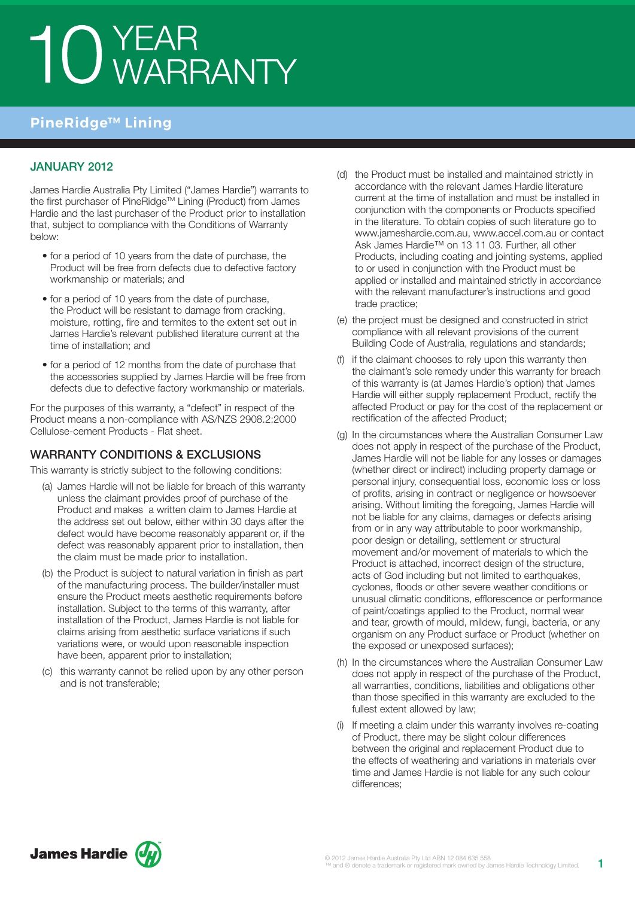# 10 YEAR WARRANTY

## PineRidge™ Lining

### JANUARY 2012

James Hardie Australia Pty Limited ("James Hardie") warrants to the first purchaser of PineRidge™ Lining (Product) from James Hardie and the last purchaser of the Product prior to installation that, subject to compliance with the Conditions of Warranty below:

- for a period of 10 years from the date of purchase, the Product will be free from defects due to defective factory workmanship or materials; and
- for a period of 10 years from the date of purchase, the Product will be resistant to damage from cracking, moisture, rotting, fire and termites to the extent set out in James Hardie's relevant published literature current at the time of installation; and
- for a period of 12 months from the date of purchase that the accessories supplied by James Hardie will be free from defects due to defective factory workmanship or materials.

For the purposes of this warranty, a "defect" in respect of the Product means a non-compliance with AS/NZS 2908.2:2000 Cellulose-cement Products - Flat sheet.

### WARRANTY CONDITIONS & EXCLUSIONS

This warranty is strictly subject to the following conditions:

(a) James Hardie will not be liable for breach of this warranty unless the claimant provides proof of purchase of the Product and makes a written claim to James Hardie at the address set out below, either within 30 days after the defect would have become reasonably apparent or, if the defect was reasonably apparent prior to installation, then the claim must be made prior to installation.

(b) the Product is subject to natural variation in finish as part of the manufacturing process. The builder/installer must ensure the Product meets aesthetic requirements before installation. Subject to the terms of this warranty, after installation of the Product, James Hardie is not liable for claims arising from aesthetic surface variations if such variations were, or would upon reasonable inspection have been, apparent prior to installation;

(c) this warranty cannot be relied upon by any other person and is not transferable;

(d) the Product must be installed and maintained strictly in accordance with the relevant James Hardie literature current at the time of installation and must be installed in conjunction with the components or Products specified in the literature. To obtain copies of such literature go to www.jameshardie.com.au, www.accel.com.au or contact Ask James Hardie™ on 13 11 03. Further, all other Products, including coating and jointing systems, applied to or used in conjunction with the Product must be applied or installed and maintained strictly in accordance with the relevant manufacturer's instructions and good trade practice;

(e) the project must be designed and constructed in strict compliance with all relevant provisions of the current Building Code of Australia, regulations and standards;

(f) if the claimant chooses to rely upon this warranty then the claimant's sole remedy under this warranty for breach of this warranty is (at James Hardie's option) that James Hardie will either supply replacement Product, rectify the affected Product or pay for the cost of the replacement or rectification of the affected Product;

(g) In the circumstances where the Australian Consumer Law does not apply in respect of the purchase of the Product, James Hardie will not be liable for any losses or damages (whether direct or indirect) including property damage or personal injury, consequential loss, economic loss or loss of profits, arising in contract or negligence or howsoever arising. Without limiting the foregoing, James Hardie will not be liable for any claims, damages or defects arising from or in any way attributable to poor workmanship, poor design or detailing, settlement or structural movement and/or movement of materials to which the Product is attached, incorrect design of the structure, acts of God including but not limited to earthquakes, cyclones, floods or other severe weather conditions or unusual climatic conditions, efflorescence or performance of paint/coatings applied to the Product, normal wear and tear, growth of mould, mildew, fungi, bacteria, or any organism on any Product surface or Product (whether on the exposed or unexposed surfaces);

(h) In the circumstances where the Australian Consumer Law does not apply in respect of the purchase of the Product, all warranties, conditions, liabilities and obligations other than those specified in this warranty are excluded to the fullest extent allowed by law;

(i) If meeting a claim under this warranty involves re-coating of Product, there may be slight colour differences between the original and replacement Product due to the effects of weathering and variations in materials over time and James Hardie is not liable for any such colour differences;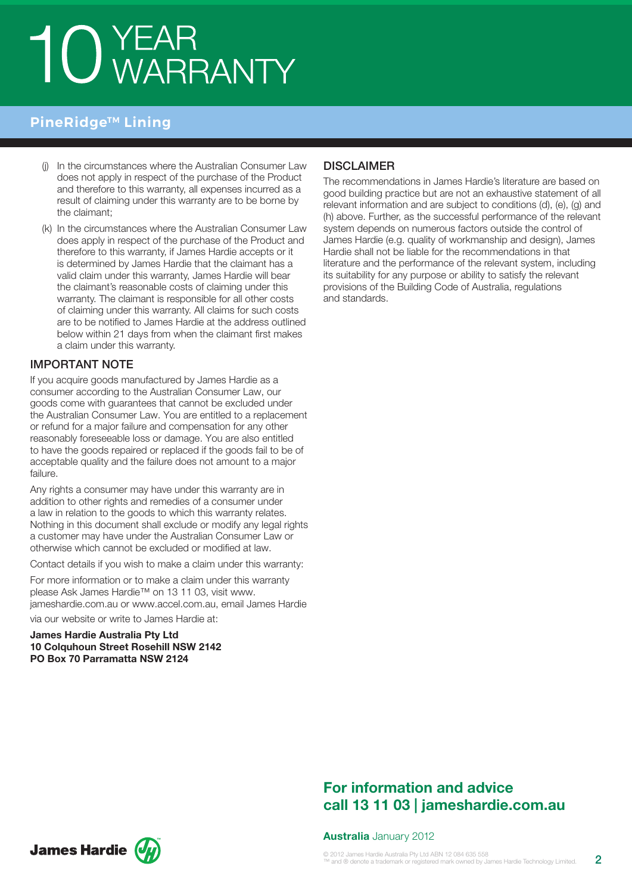# 10 YEAR WARRANTY

## PineRidge™ Lining

(j) In the circumstances where the Australian Consumer Law does not apply in respect of the purchase of the Product and therefore to this warranty, all expenses incurred as a result of claiming under this warranty are to be borne by the claimant;

(k) In the circumstances where the Australian Consumer Law does apply in respect of the purchase of the Product and therefore to this warranty, if James Hardie accepts or it is determined by James Hardie that the claimant has a valid claim under this warranty, James Hardie will bear the claimant's reasonable costs of claiming under this warranty. The claimant is responsible for all other costs of claiming under this warranty. All claims for such costs are to be notified to James Hardie at the address outlined below within 21 days from when the claimant first makes a claim under this warranty.

### IMPORTANT NOTE

If you acquire goods manufactured by James Hardie as a consumer according to the Australian Consumer Law, our goods come with guarantees that cannot be excluded under the Australian Consumer Law. You are entitled to a replacement or refund for a major failure and compensation for any other reasonably foreseeable loss or damage. You are also entitled to have the goods repaired or replaced if the goods fail to be of acceptable quality and the failure does not amount to a major failure.

Any rights a consumer may have under this warranty are in addition to other rights and remedies of a consumer under a law in relation to the goods to which this warranty relates. Nothing in this document shall exclude or modify any legal rights a customer may have under the Australian Consumer Law or otherwise which cannot be excluded or modified at law.

Contact details if you wish to make a claim under this warranty:

For more information or to make a claim under this warranty please Ask James Hardie™ on 13 11 03, visit www.jameshardie.com.au or www.accel.com.au, email James Hardie via our website or write to James Hardie at:

**James Hardie Australia Pty Ltd**
**10 Colquhoun Street Rosehill NSW 2142**
**PO Box 70 Parramatta NSW 2124**

### DISCLAIMER

The recommendations in James Hardie's literature are based on good building practice but are not an exhaustive statement of all relevant information and are subject to conditions (d), (e), (g) and (h) above. Further, as the successful performance of the relevant system depends on numerous factors outside the control of James Hardie (e.g. quality of workmanship and design), James Hardie shall not be liable for the recommendations in that literature and the performance of the relevant system, including its suitability for any purpose or ability to satisfy the relevant provisions of the Building Code of Australia, regulations and standards.

**For information and advice call 13 11 03 | jameshardie.com.au**

**Australia** January 2012

© 2012 James Hardie Australia Pty Ltd ABN 12 084 635 558
™ and ® denote a trademark or registered mark owned by James Hardie Technology Limited.

James Hardie